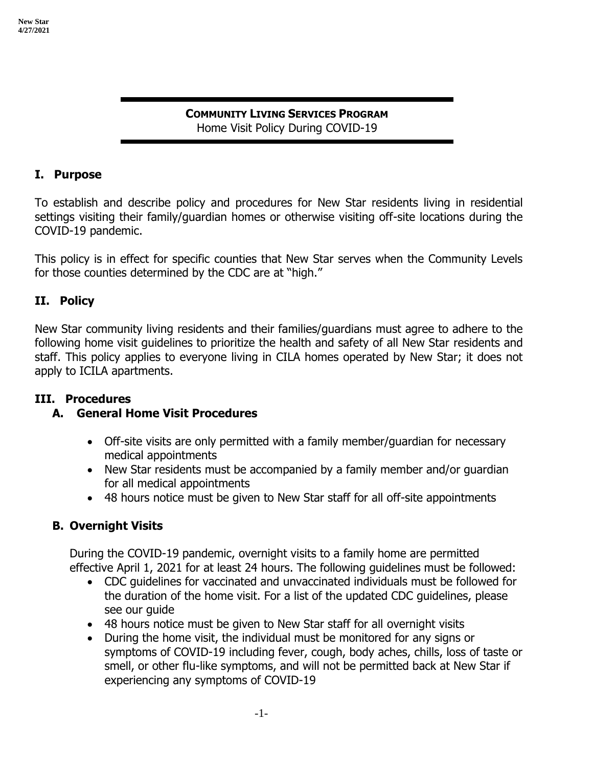## Community Living Services Program

Home Visit Policy During COVID-19

## I. Purpose

To establish and describe policy and procedures for New Star residents living in residential settings visiting their family/guardian homes or otherwise visiting off-site locations during the COVID-19 pandemic.

This policy is in effect for specific counties that New Star serves when the Community Levels for those counties determined by the CDC are at "high."

## II. Policy

New Star community living residents and their families/guardians must agree to adhere to the following home visit guidelines to prioritize the health and safety of all New Star residents and staff. This policy applies to everyone living in CILA homes operated by New Star; it does not apply to ICILA apartments.

## III. Procedures

### A. General Home Visit Procedures

- Off-site visits are only permitted with a family member/guardian for necessary medical appointments
- New Star residents must be accompanied by a family member and/or guardian for all medical appointments
- 48 hours notice must be given to New Star staff for all off-site appointments

### B. Overnight Visits

During the COVID-19 pandemic, overnight visits to a family home are permitted effective April 1, 2021 for at least 24 hours. The following guidelines must be followed:

- CDC guidelines for vaccinated and unvaccinated individuals must be followed for the duration of the home visit. For a list of the updated CDC guidelines, please see our guide
- 48 hours notice must be given to New Star staff for all overnight visits
- During the home visit, the individual must be monitored for any signs or symptoms of COVID-19 including fever, cough, body aches, chills, loss of taste or smell, or other flu-like symptoms, and will not be permitted back at New Star if experiencing any symptoms of COVID-19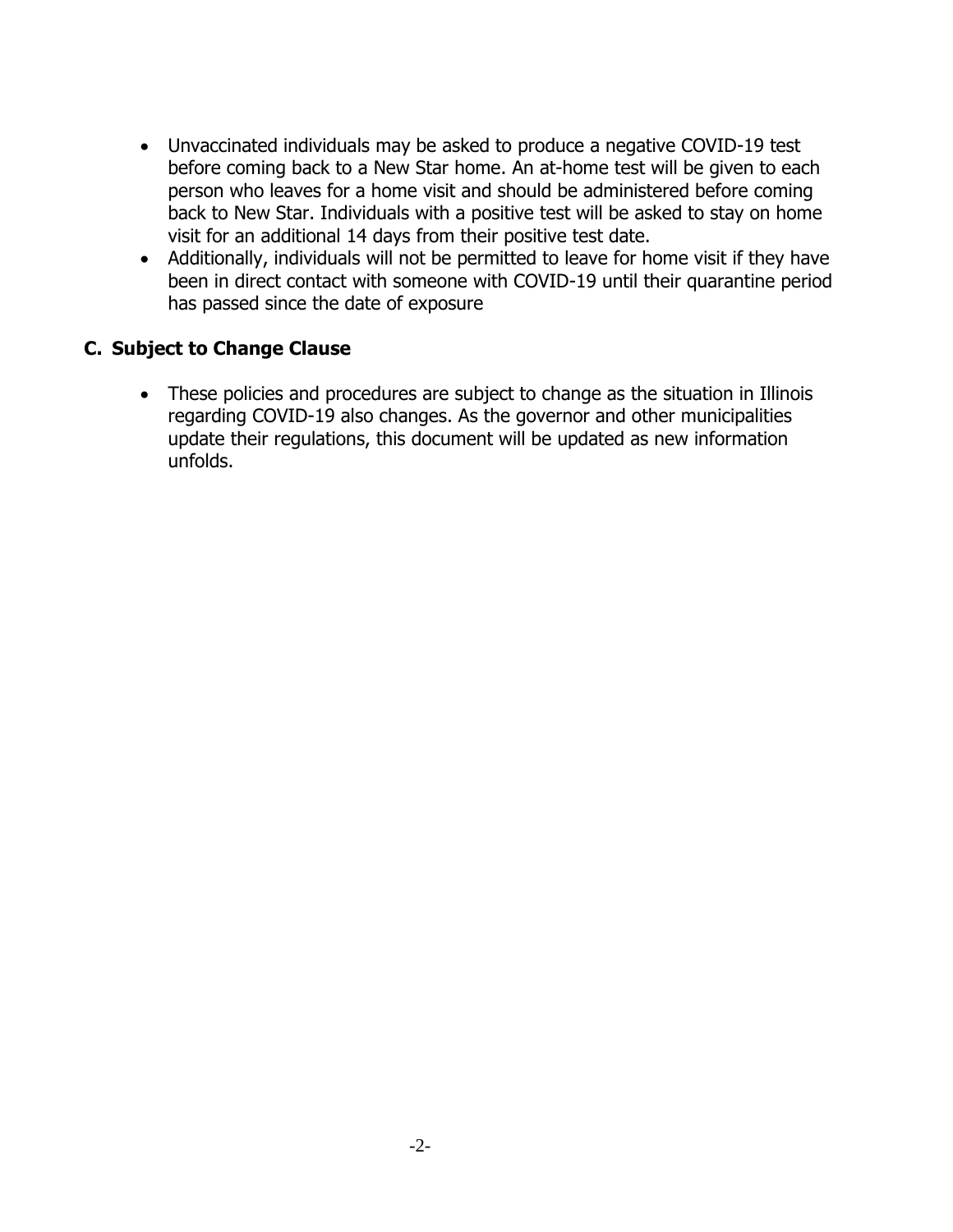- Unvaccinated individuals may be asked to produce a negative COVID-19 test before coming back to a New Star home. An at-home test will be given to each person who leaves for a home visit and should be administered before coming back to New Star. Individuals with a positive test will be asked to stay on home visit for an additional 14 days from their positive test date.
- Additionally, individuals will not be permitted to leave for home visit if they have been in direct contact with someone with COVID-19 until their quarantine period has passed since the date of exposure

## C. Subject to Change Clause

- These policies and procedures are subject to change as the situation in Illinois regarding COVID-19 also changes. As the governor and other municipalities update their regulations, this document will be updated as new information unfolds.